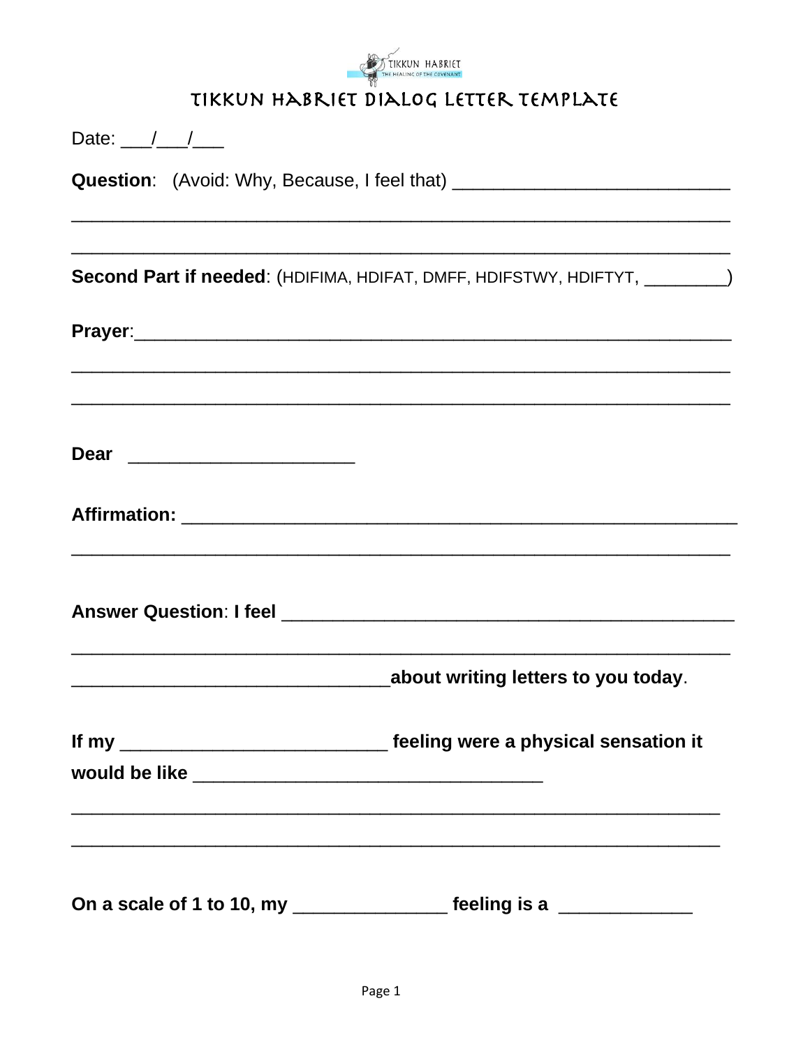TIKKUN HABRIET
THE HEALING OF THE COVENANT

# TIKKUN HABRIET DIALOG LETTER TEMPLATE

Date: ___/___/___

**Question**: (Avoid: Why, Because, I feel that) ___________________________

_______________________________________________________________

_______________________________________________________________

**Second Part if needed**: (HDIFIMA, HDIFAT, DMFF, HDIFSTWY, HDIFTYT, ________)

**Prayer**:_______________________________________________________

_______________________________________________________________

_______________________________________________________________

**Dear** ______________________

**Affirmation:** ________________________________________________

_______________________________________________________________

**Answer Question**: **I feel** _____________________________________________

_______________________________________________________________

_______________________________**about writing letters to you today**.

**If my** __________________________ **feeling were a physical sensation it would be like** __________________________________

_______________________________________________________________

_______________________________________________________________

**On a scale of 1 to 10, my** _______________ **feeling is a** _____________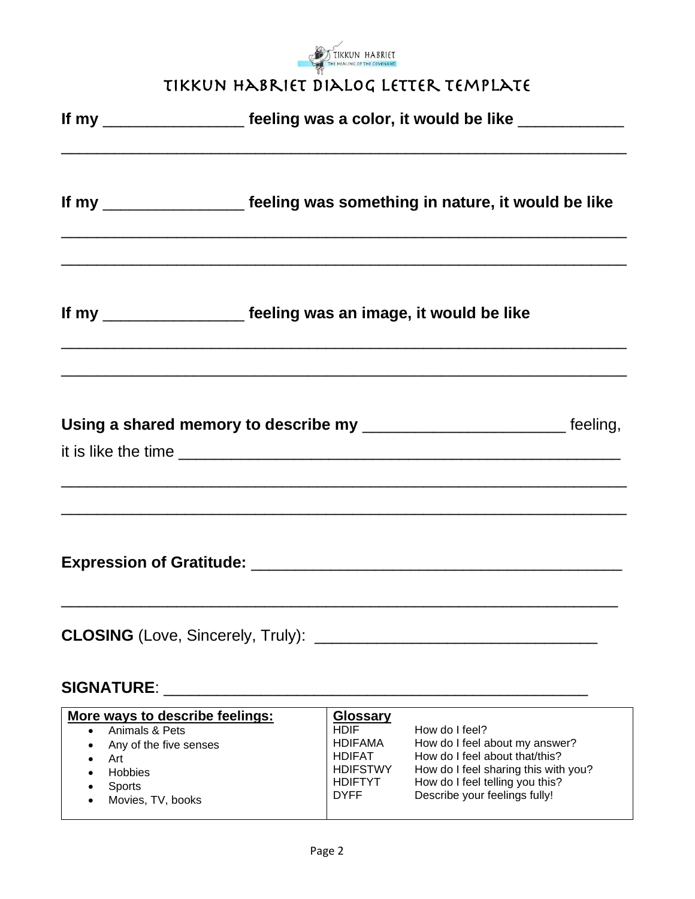# TIKKUN HABRIET DIALOG LETTER TEMPLATE

**If my ________________ feeling was a color, it would be like ____________**

_________________________________________________________________

**If my ________________ feeling was something in nature, it would be like**

_________________________________________________________________

_________________________________________________________________

**If my ________________ feeling was an image, it would be like**

_________________________________________________________________

_________________________________________________________________

**Using a shared memory to describe my _______________________** feeling, it is like the time ____________________________________________________

_________________________________________________________________

_________________________________________________________________

**Expression of Gratitude:** ___________________________________________

_________________________________________________________________

**CLOSING** (Love, Sincerely, Truly): ________________________________

**SIGNATURE**: ________________________________________________

| **More ways to describe feelings:** | **Glossary** | |
|---|---|---|
| • Animals & Pets | HDIF | How do I feel? |
| • Any of the five senses | HDIFAMA | How do I feel about my answer? |
| • Art | HDIFAT | How do I feel about that/this? |
| • Hobbies | HDIFSTWY | How do I feel sharing this with you? |
| • Sports | HDIFTYT | How do I feel telling you this? |
| • Movies, TV, books | DYFF | Describe your feelings fully! |